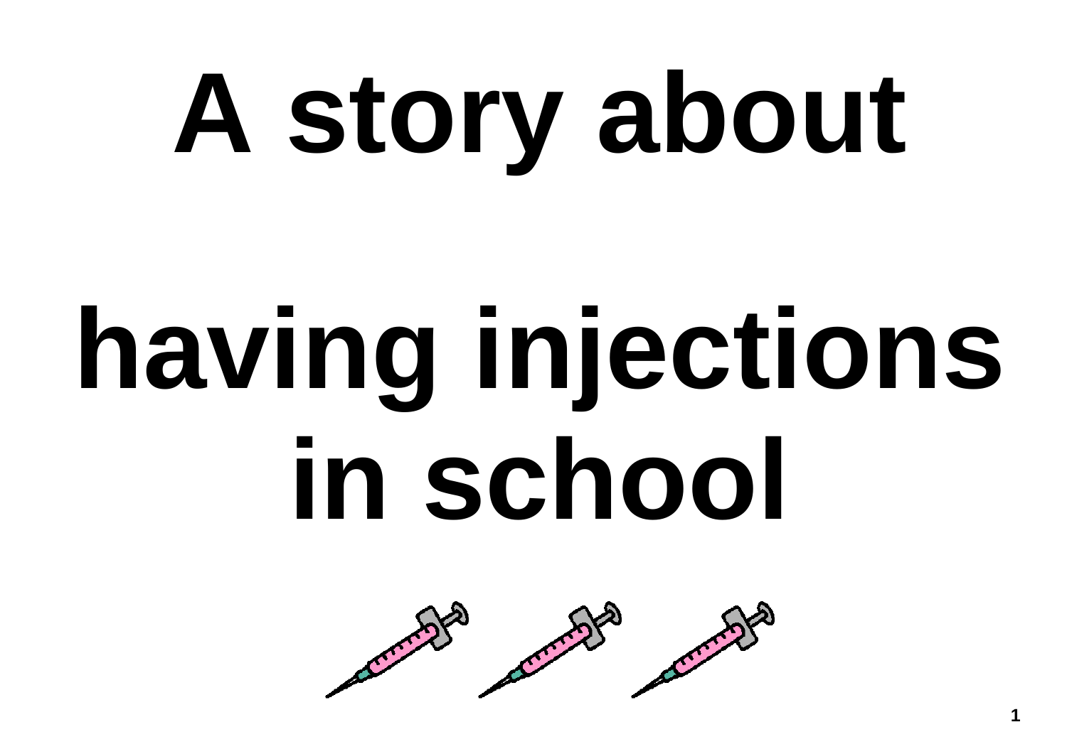# A story about

# having injections in school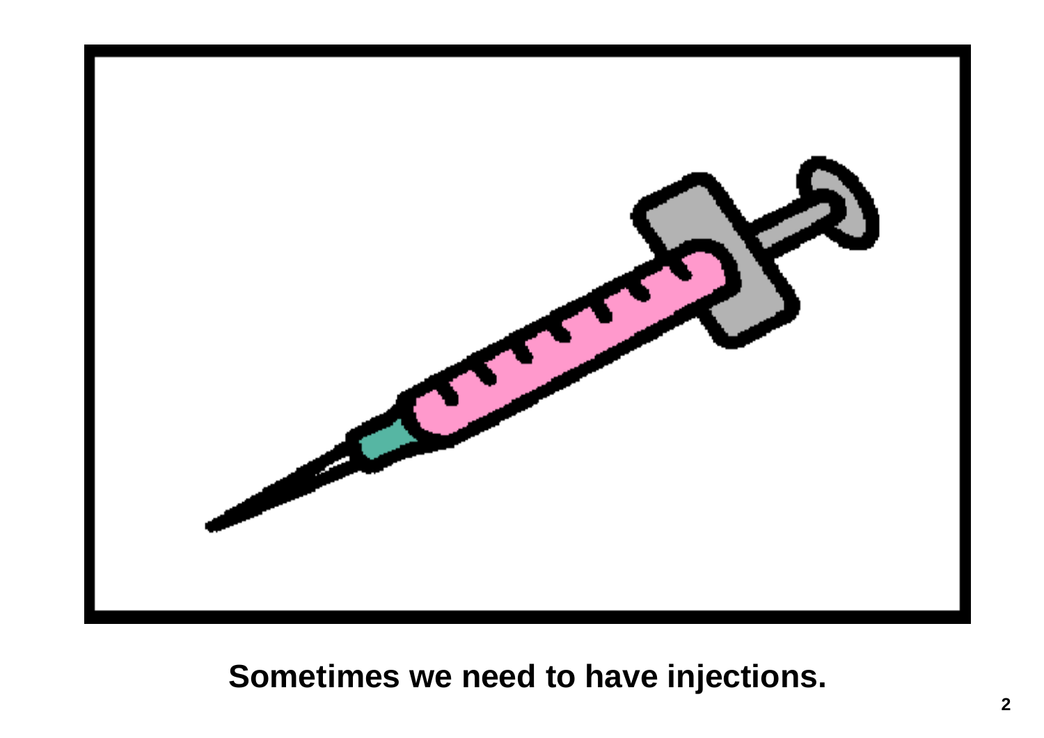**Sometimes we need to have injections.**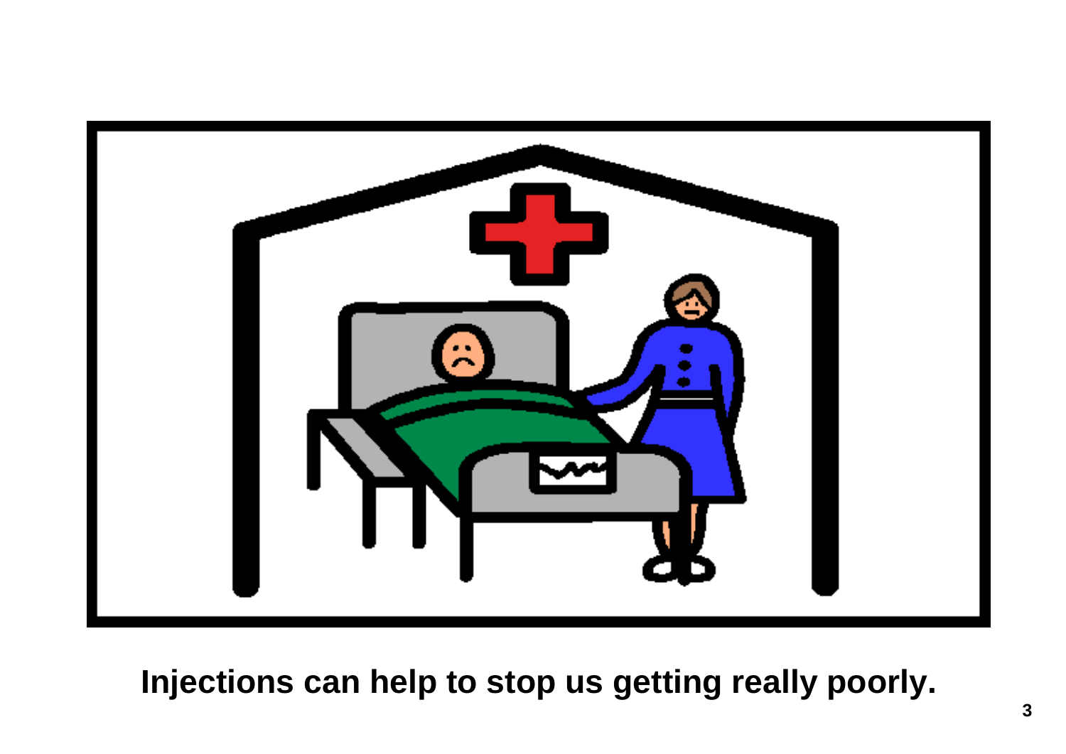**Injections can help to stop us getting really poorly.**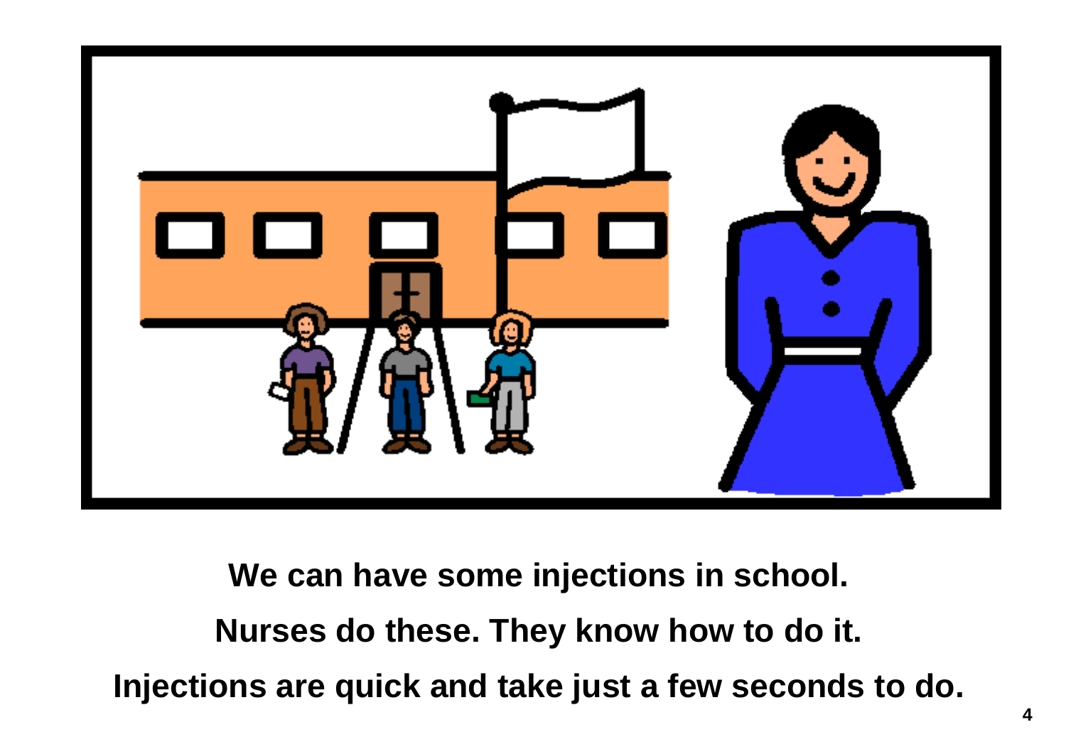**We can have some injections in school.**

**Nurses do these. They know how to do it.**

**Injections are quick and take just a few seconds to do.**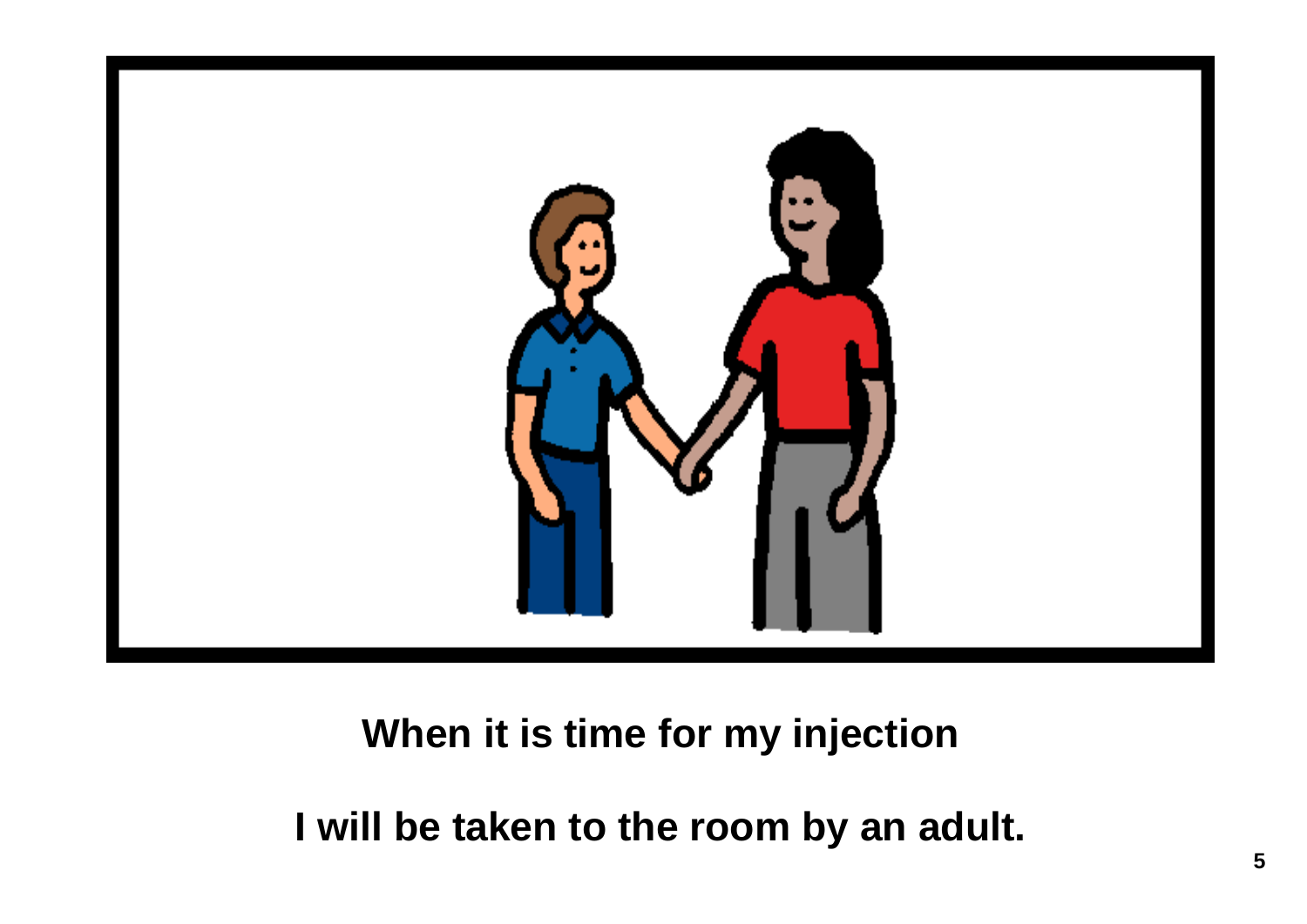**When it is time for my injection**

**I will be taken to the room by an adult.**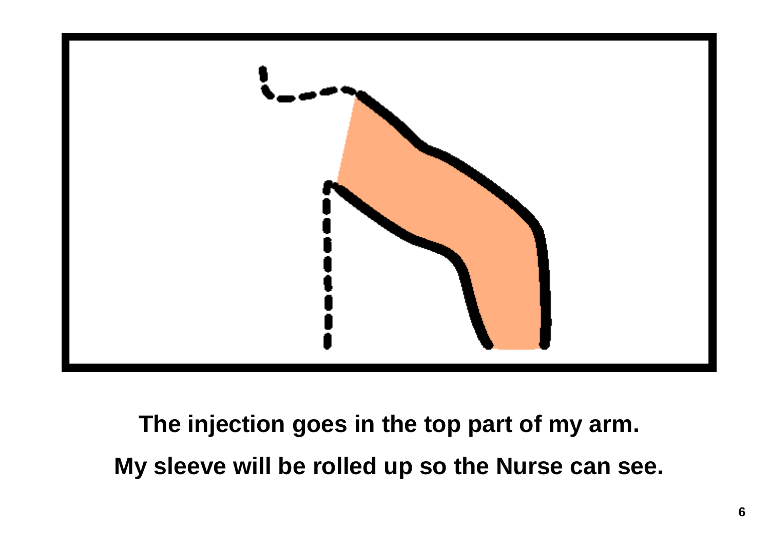**The injection goes in the top part of my arm.**

**My sleeve will be rolled up so the Nurse can see.**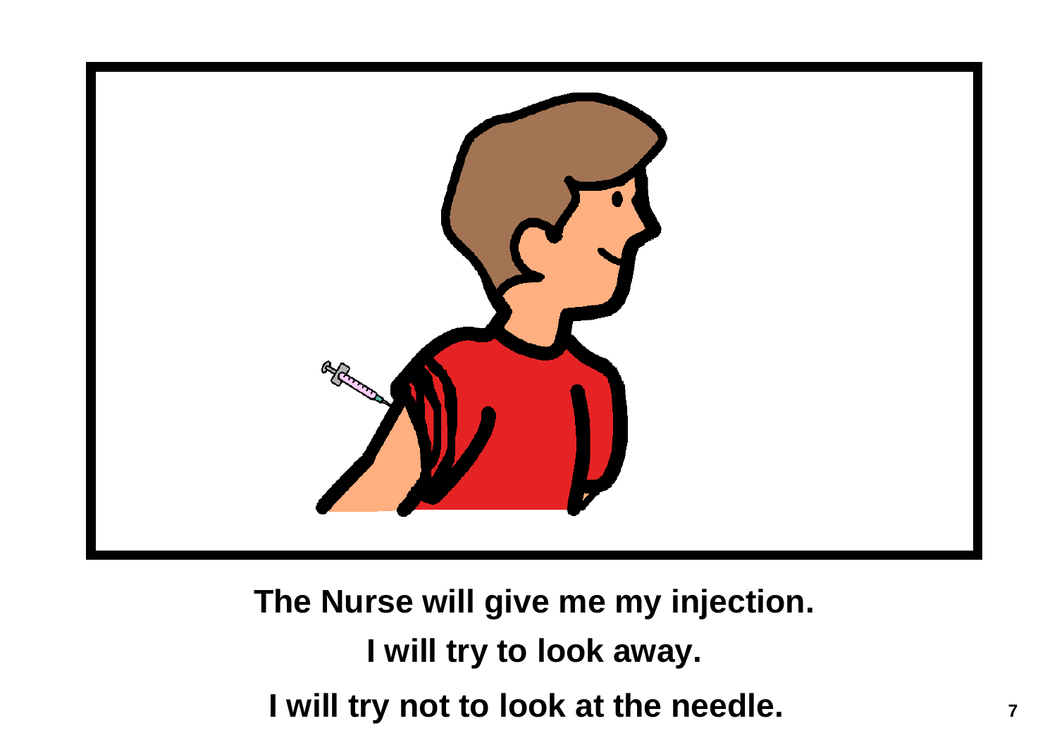**The Nurse will give me my injection.**

**I will try to look away.**

**I will try not to look at the needle.**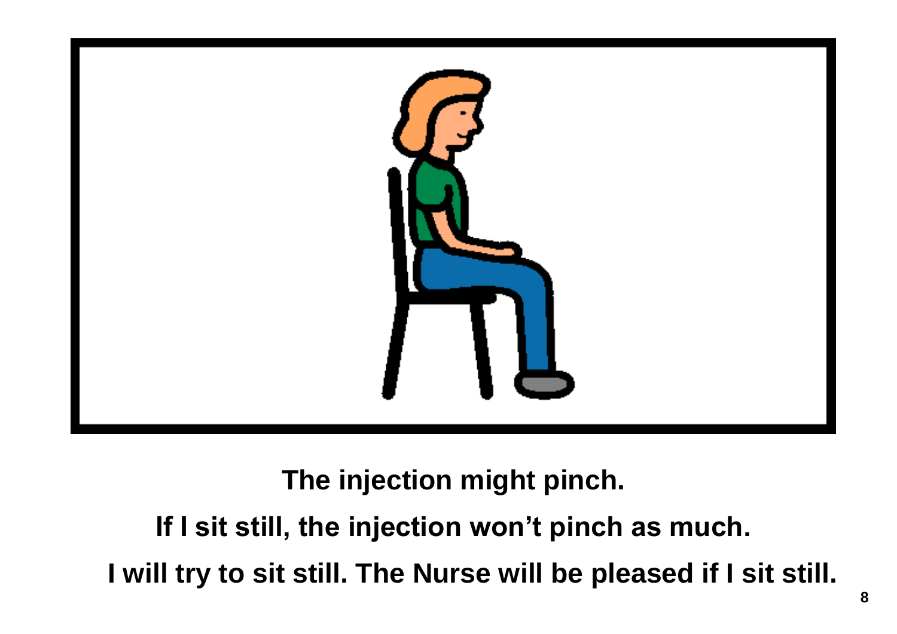**The injection might pinch.**

**If I sit still, the injection won't pinch as much.**

**I will try to sit still. The Nurse will be pleased if I sit still.**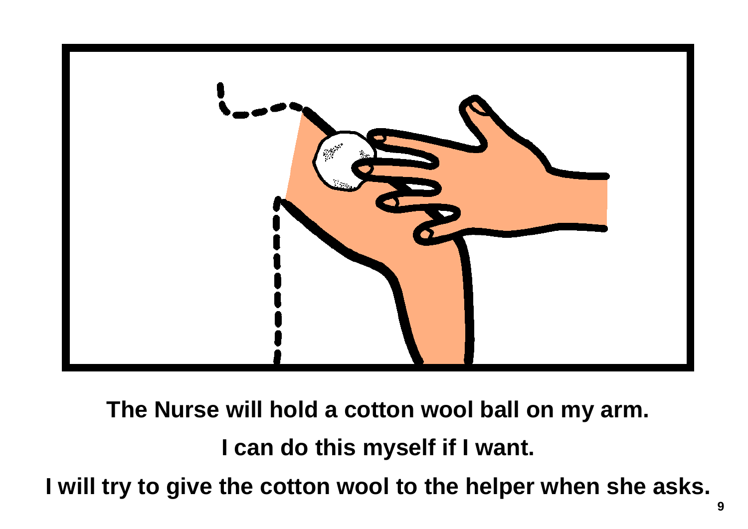**The Nurse will hold a cotton wool ball on my arm.**

**I can do this myself if I want.**

**I will try to give the cotton wool to the helper when she asks.**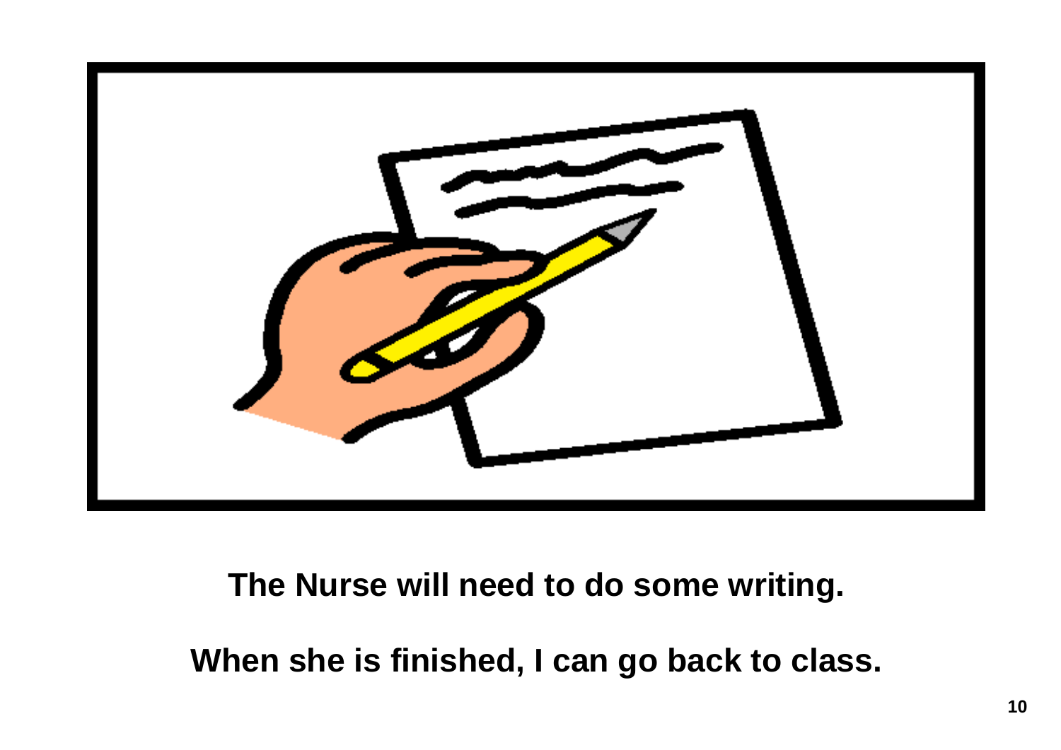**The Nurse will need to do some writing.**

**When she is finished, I can go back to class.**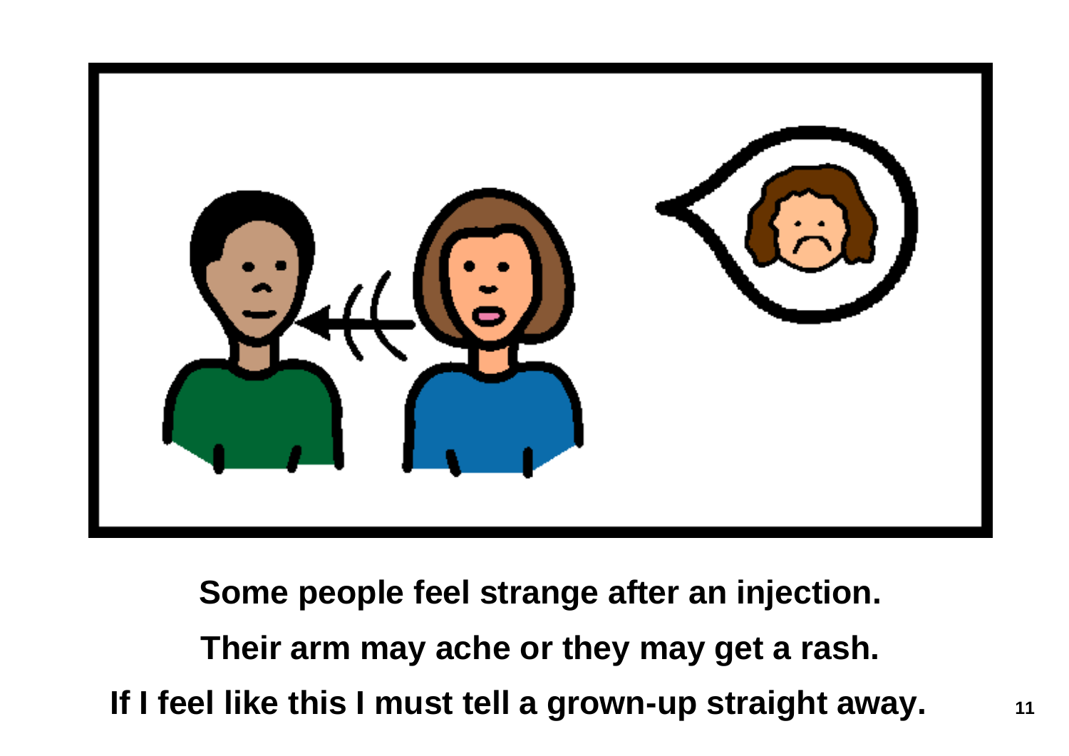**Some people feel strange after an injection.**

**Their arm may ache or they may get a rash.**

**If I feel like this I must tell a grown-up straight away.**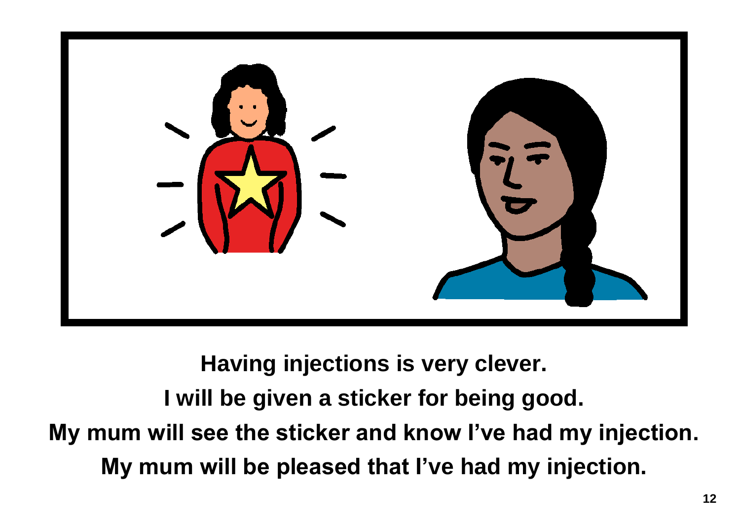**Having injections is very clever.**

**I will be given a sticker for being good.**

**My mum will see the sticker and know I've had my injection.**

**My mum will be pleased that I've had my injection.**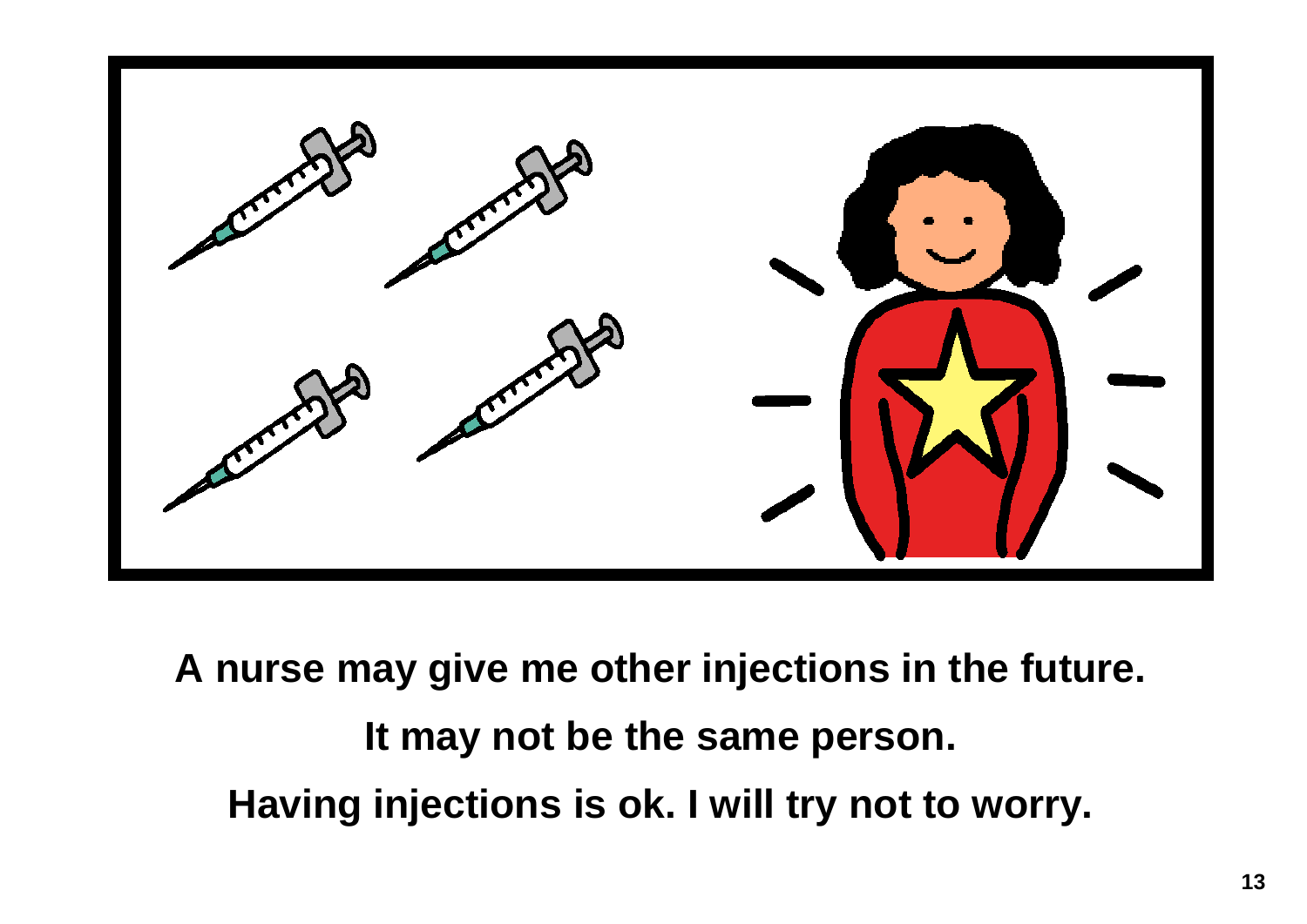**A nurse may give me other injections in the future.**

**It may not be the same person.**

**Having injections is ok. I will try not to worry.**